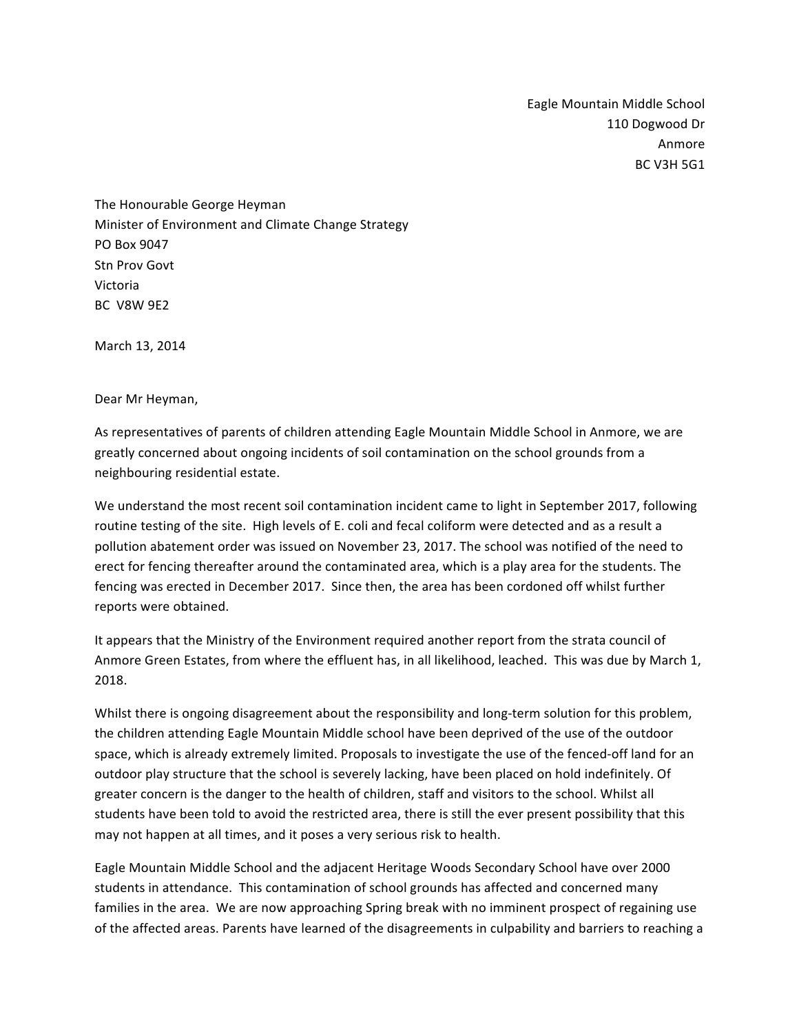Eagle Mountain Middle School
110 Dogwood Dr
Anmore
BC V3H 5G1

The Honourable George Heyman
Minister of Environment and Climate Change Strategy
PO Box 9047
Stn Prov Govt
Victoria
BC V8W 9E2

March 13, 2014

Dear Mr Heyman,

As representatives of parents of children attending Eagle Mountain Middle School in Anmore, we are greatly concerned about ongoing incidents of soil contamination on the school grounds from a neighbouring residential estate.

We understand the most recent soil contamination incident came to light in September 2017, following routine testing of the site. High levels of E. coli and fecal coliform were detected and as a result a pollution abatement order was issued on November 23, 2017. The school was notified of the need to erect for fencing thereafter around the contaminated area, which is a play area for the students. The fencing was erected in December 2017. Since then, the area has been cordoned off whilst further reports were obtained.

It appears that the Ministry of the Environment required another report from the strata council of Anmore Green Estates, from where the effluent has, in all likelihood, leached. This was due by March 1, 2018.

Whilst there is ongoing disagreement about the responsibility and long-term solution for this problem, the children attending Eagle Mountain Middle school have been deprived of the use of the outdoor space, which is already extremely limited. Proposals to investigate the use of the fenced-off land for an outdoor play structure that the school is severely lacking, have been placed on hold indefinitely. Of greater concern is the danger to the health of children, staff and visitors to the school. Whilst all students have been told to avoid the restricted area, there is still the ever present possibility that this may not happen at all times, and it poses a very serious risk to health.

Eagle Mountain Middle School and the adjacent Heritage Woods Secondary School have over 2000 students in attendance. This contamination of school grounds has affected and concerned many families in the area. We are now approaching Spring break with no imminent prospect of regaining use of the affected areas. Parents have learned of the disagreements in culpability and barriers to reaching a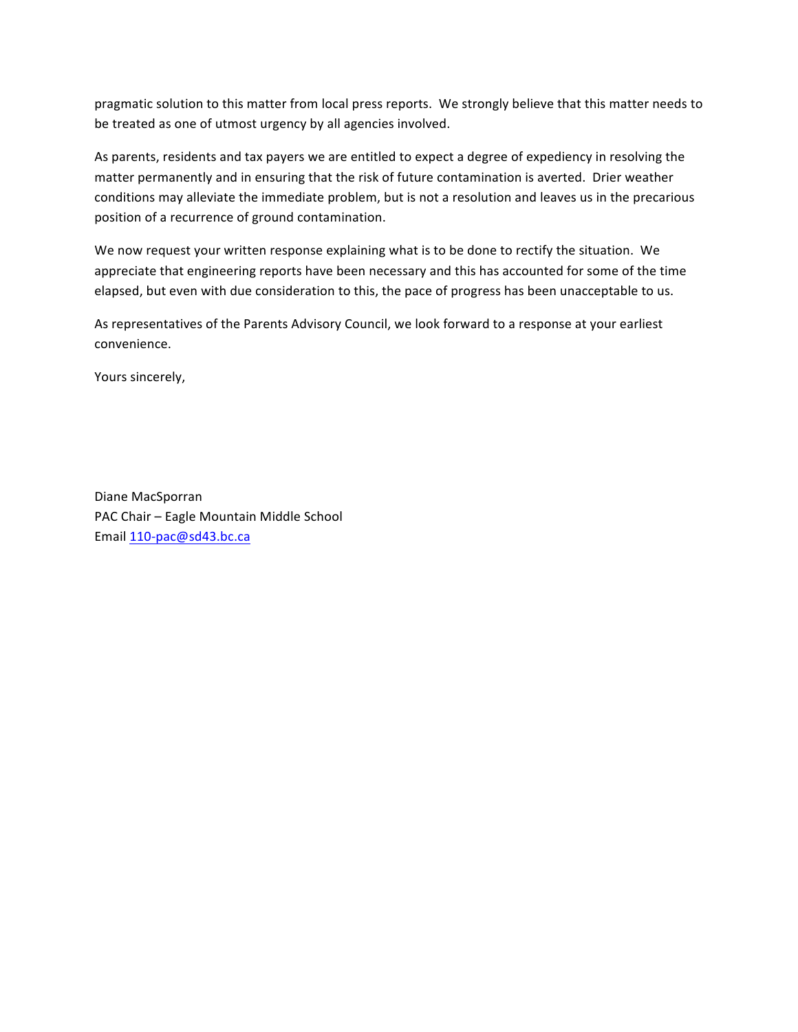pragmatic solution to this matter from local press reports. We strongly believe that this matter needs to be treated as one of utmost urgency by all agencies involved.

As parents, residents and tax payers we are entitled to expect a degree of expediency in resolving the matter permanently and in ensuring that the risk of future contamination is averted. Drier weather conditions may alleviate the immediate problem, but is not a resolution and leaves us in the precarious position of a recurrence of ground contamination.

We now request your written response explaining what is to be done to rectify the situation. We appreciate that engineering reports have been necessary and this has accounted for some of the time elapsed, but even with due consideration to this, the pace of progress has been unacceptable to us.

As representatives of the Parents Advisory Council, we look forward to a response at your earliest convenience.

Yours sincerely,

Diane MacSporran
PAC Chair – Eagle Mountain Middle School
Email 110-pac@sd43.bc.ca